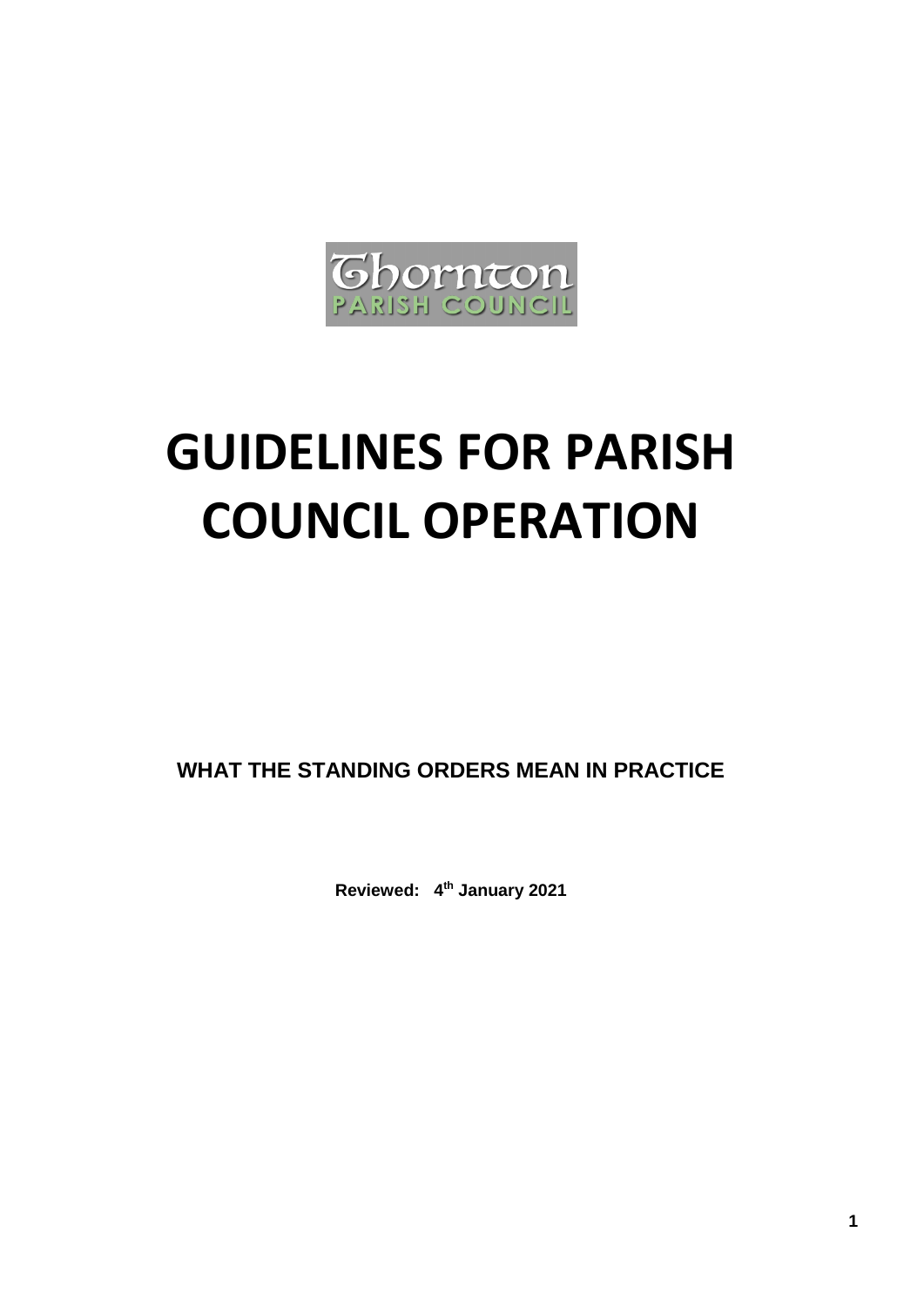Thornton
PARISH COUNCIL

# GUIDELINES FOR PARISH COUNCIL OPERATION

**WHAT THE STANDING ORDERS MEAN IN PRACTICE**

**Reviewed: 4th January 2021**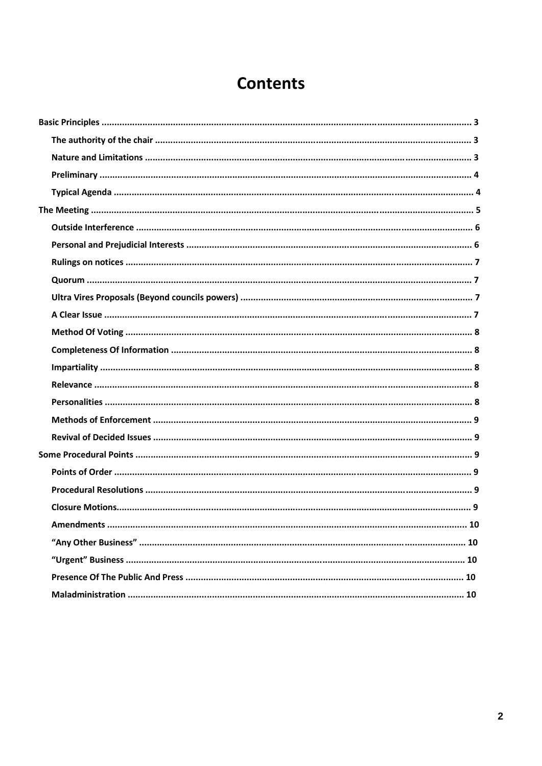# Contents

- Basic Principles ..... 3
  - The authority of the chair ..... 3
  - Nature and Limitations ..... 3
  - Preliminary ..... 4
  - Typical Agenda ..... 4
- The Meeting ..... 5
  - Outside Interference ..... 6
  - Personal and Prejudicial Interests ..... 6
  - Rulings on notices ..... 7
  - Quorum ..... 7
  - Ultra Vires Proposals (Beyond councils powers) ..... 7
  - A Clear Issue ..... 7
  - Method Of Voting ..... 8
  - Completeness Of Information ..... 8
  - Impartiality ..... 8
  - Relevance ..... 8
  - Personalities ..... 8
  - Methods of Enforcement ..... 9
  - Revival of Decided Issues ..... 9
- Some Procedural Points ..... 9
  - Points of Order ..... 9
  - Procedural Resolutions ..... 9
  - Closure Motions ..... 9
  - Amendments ..... 10
  - "Any Other Business" ..... 10
  - "Urgent" Business ..... 10
  - Presence Of The Public And Press ..... 10
  - Maladministration ..... 10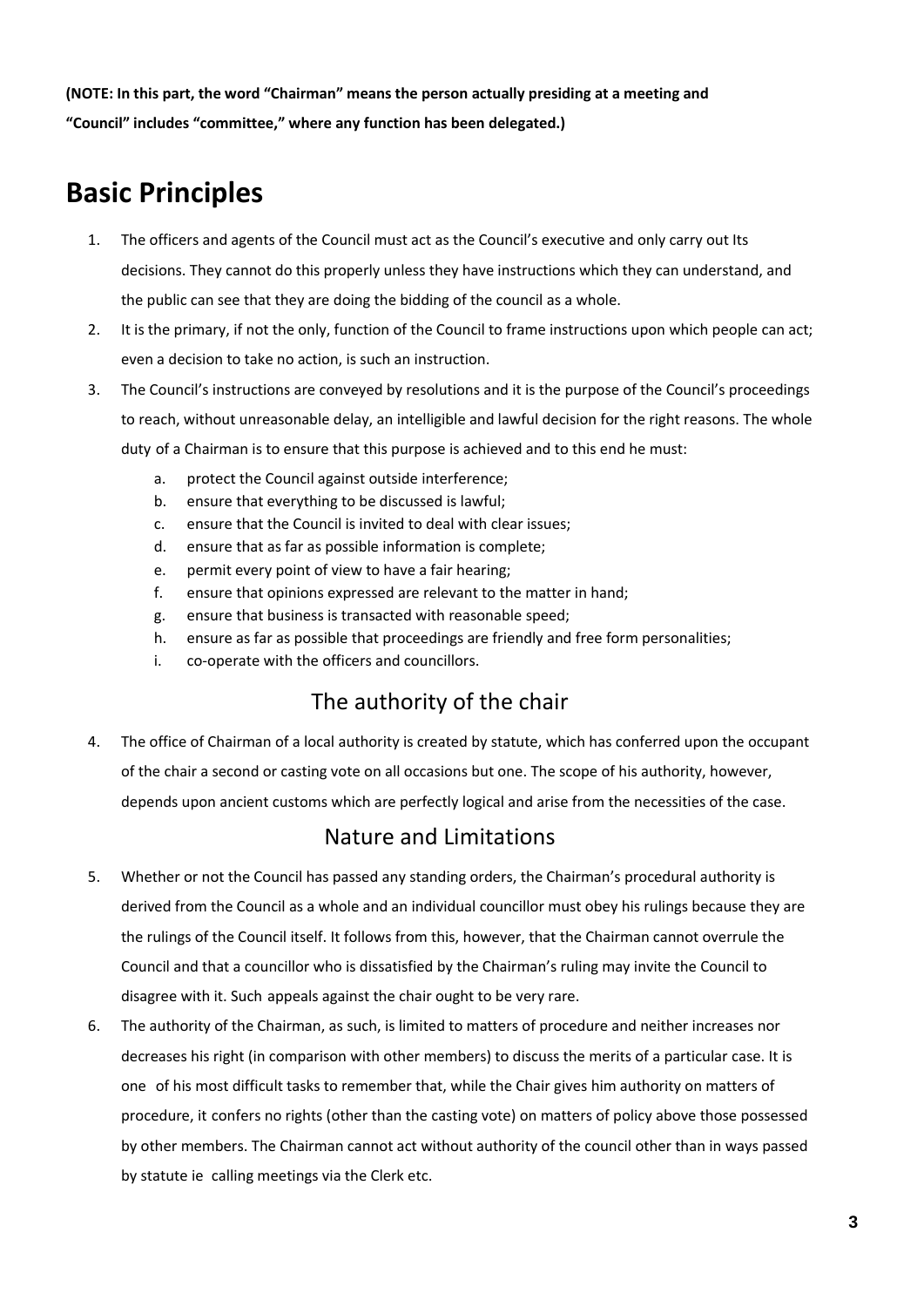**(NOTE: In this part, the word "Chairman" means the person actually presiding at a meeting and "Council" includes "committee," where any function has been delegated.)**

# Basic Principles

1. The officers and agents of the Council must act as the Council's executive and only carry out Its decisions. They cannot do this properly unless they have instructions which they can understand, and the public can see that they are doing the bidding of the council as a whole.
2. It is the primary, if not the only, function of the Council to frame instructions upon which people can act; even a decision to take no action, is such an instruction.
3. The Council's instructions are conveyed by resolutions and it is the purpose of the Council's proceedings to reach, without unreasonable delay, an intelligible and lawful decision for the right reasons. The whole duty of a Chairman is to ensure that this purpose is achieved and to this end he must:
   a. protect the Council against outside interference;
   b. ensure that everything to be discussed is lawful;
   c. ensure that the Council is invited to deal with clear issues;
   d. ensure that as far as possible information is complete;
   e. permit every point of view to have a fair hearing;
   f. ensure that opinions expressed are relevant to the matter in hand;
   g. ensure that business is transacted with reasonable speed;
   h. ensure as far as possible that proceedings are friendly and free form personalities;
   i. co-operate with the officers and councillors.

## The authority of the chair

4. The office of Chairman of a local authority is created by statute, which has conferred upon the occupant of the chair a second or casting vote on all occasions but one. The scope of his authority, however, depends upon ancient customs which are perfectly logical and arise from the necessities of the case.

## Nature and Limitations

5. Whether or not the Council has passed any standing orders, the Chairman's procedural authority is derived from the Council as a whole and an individual councillor must obey his rulings because they are the rulings of the Council itself. It follows from this, however, that the Chairman cannot overrule the Council and that a councillor who is dissatisfied by the Chairman's ruling may invite the Council to disagree with it. Such appeals against the chair ought to be very rare.
6. The authority of the Chairman, as such, is limited to matters of procedure and neither increases nor decreases his right (in comparison with other members) to discuss the merits of a particular case. It is one of his most difficult tasks to remember that, while the Chair gives him authority on matters of procedure, it confers no rights (other than the casting vote) on matters of policy above those possessed by other members. The Chairman cannot act without authority of the council other than in ways passed by statute ie calling meetings via the Clerk etc.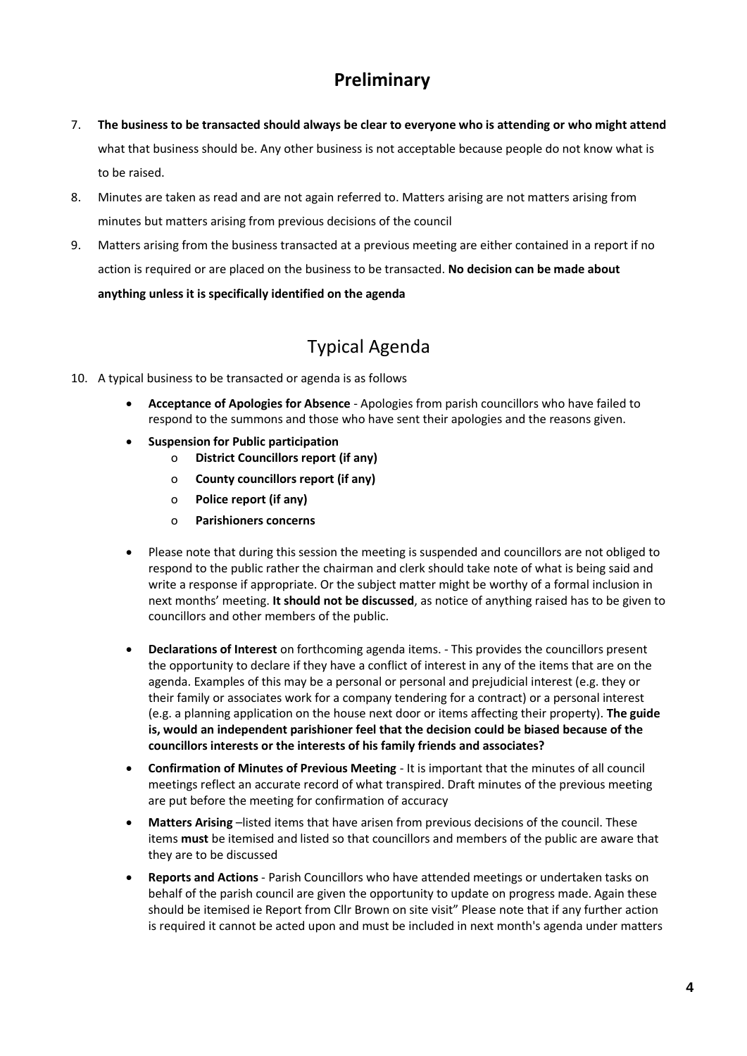## Preliminary

7. **The business to be transacted should always be clear to everyone who is attending or who might attend** what that business should be. Any other business is not acceptable because people do not know what is to be raised.
8. Minutes are taken as read and are not again referred to. Matters arising are not matters arising from minutes but matters arising from previous decisions of the council
9. Matters arising from the business transacted at a previous meeting are either contained in a report if no action is required or are placed on the business to be transacted. **No decision can be made about anything unless it is specifically identified on the agenda**

## Typical Agenda

10. A typical business to be transacted or agenda is as follows

- **Acceptance of Apologies for Absence** - Apologies from parish councillors who have failed to respond to the summons and those who have sent their apologies and the reasons given.
- **Suspension for Public participation**
  - **District Councillors report (if any)**
  - **County councillors report (if any)**
  - **Police report (if any)**
  - **Parishioners concerns**
- Please note that during this session the meeting is suspended and councillors are not obliged to respond to the public rather the chairman and clerk should take note of what is being said and write a response if appropriate. Or the subject matter might be worthy of a formal inclusion in next months' meeting. **It should not be discussed**, as notice of anything raised has to be given to councillors and other members of the public.
- **Declarations of Interest** on forthcoming agenda items. - This provides the councillors present the opportunity to declare if they have a conflict of interest in any of the items that are on the agenda. Examples of this may be a personal or personal and prejudicial interest (e.g. they or their family or associates work for a company tendering for a contract) or a personal interest (e.g. a planning application on the house next door or items affecting their property). **The guide is, would an independent parishioner feel that the decision could be biased because of the councillors interests or the interests of his family friends and associates?**
- **Confirmation of Minutes of Previous Meeting** - It is important that the minutes of all council meetings reflect an accurate record of what transpired. Draft minutes of the previous meeting are put before the meeting for confirmation of accuracy
- **Matters Arising** –listed items that have arisen from previous decisions of the council. These items **must** be itemised and listed so that councillors and members of the public are aware that they are to be discussed
- **Reports and Actions** - Parish Councillors who have attended meetings or undertaken tasks on behalf of the parish council are given the opportunity to update on progress made. Again these should be itemised ie Report from Cllr Brown on site visit" Please note that if any further action is required it cannot be acted upon and must be included in next month's agenda under matters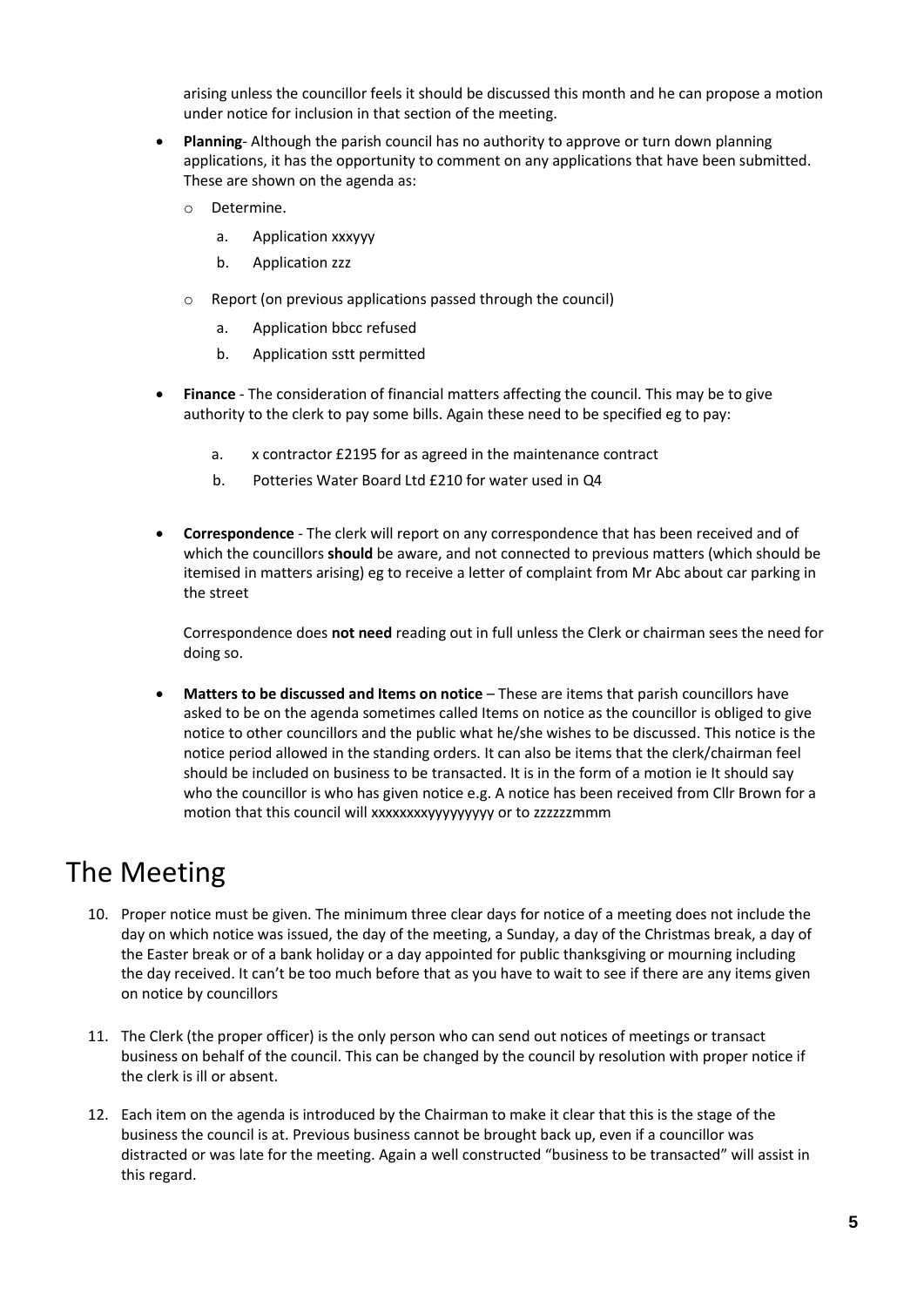arising unless the councillor feels it should be discussed this month and he can propose a motion under notice for inclusion in that section of the meeting.

- **Planning**- Although the parish council has no authority to approve or turn down planning applications, it has the opportunity to comment on any applications that have been submitted. These are shown on the agenda as:
  - Determine.
    a. Application xxxyyy
    b. Application zzz
  - Report (on previous applications passed through the council)
    a. Application bbcc refused
    b. Application sstt permitted

- **Finance** - The consideration of financial matters affecting the council. This may be to give authority to the clerk to pay some bills. Again these need to be specified eg to pay:

  a. x contractor £2195 for as agreed in the maintenance contract
  b. Potteries Water Board Ltd £210 for water used in Q4

- **Correspondence** - The clerk will report on any correspondence that has been received and of which the councillors **should** be aware, and not connected to previous matters (which should be itemised in matters arising) eg to receive a letter of complaint from Mr Abc about car parking in the street

  Correspondence does **not need** reading out in full unless the Clerk or chairman sees the need for doing so.

- **Matters to be discussed and Items on notice** – These are items that parish councillors have asked to be on the agenda sometimes called Items on notice as the councillor is obliged to give notice to other councillors and the public what he/she wishes to be discussed. This notice is the notice period allowed in the standing orders. It can also be items that the clerk/chairman feel should be included on business to be transacted. It is in the form of a motion ie It should say who the councillor is who has given notice e.g. A notice has been received from Cllr Brown for a motion that this council will xxxxxxxxyyyyyyyyy or to zzzzzzmmm

# The Meeting

10. Proper notice must be given. The minimum three clear days for notice of a meeting does not include the day on which notice was issued, the day of the meeting, a Sunday, a day of the Christmas break, a day of the Easter break or of a bank holiday or a day appointed for public thanksgiving or mourning including the day received. It can't be too much before that as you have to wait to see if there are any items given on notice by councillors

11. The Clerk (the proper officer) is the only person who can send out notices of meetings or transact business on behalf of the council. This can be changed by the council by resolution with proper notice if the clerk is ill or absent.

12. Each item on the agenda is introduced by the Chairman to make it clear that this is the stage of the business the council is at. Previous business cannot be brought back up, even if a councillor was distracted or was late for the meeting. Again a well constructed "business to be transacted" will assist in this regard.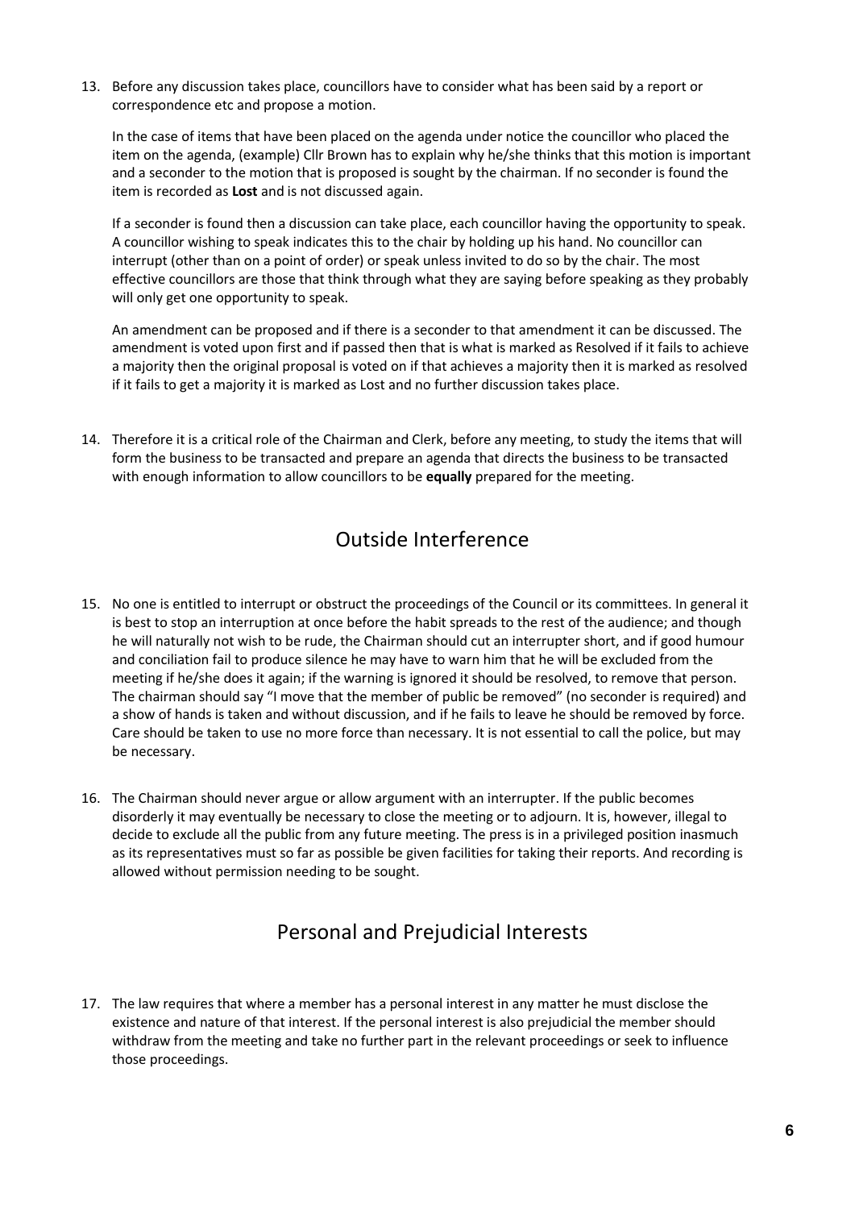13. Before any discussion takes place, councillors have to consider what has been said by a report or correspondence etc and propose a motion.

    In the case of items that have been placed on the agenda under notice the councillor who placed the item on the agenda, (example) Cllr Brown has to explain why he/she thinks that this motion is important and a seconder to the motion that is proposed is sought by the chairman. If no seconder is found the item is recorded as **Lost** and is not discussed again.

    If a seconder is found then a discussion can take place, each councillor having the opportunity to speak. A councillor wishing to speak indicates this to the chair by holding up his hand. No councillor can interrupt (other than on a point of order) or speak unless invited to do so by the chair. The most effective councillors are those that think through what they are saying before speaking as they probably will only get one opportunity to speak.

    An amendment can be proposed and if there is a seconder to that amendment it can be discussed. The amendment is voted upon first and if passed then that is what is marked as Resolved if it fails to achieve a majority then the original proposal is voted on if that achieves a majority then it is marked as resolved if it fails to get a majority it is marked as Lost and no further discussion takes place.

14. Therefore it is a critical role of the Chairman and Clerk, before any meeting, to study the items that will form the business to be transacted and prepare an agenda that directs the business to be transacted with enough information to allow councillors to be **equally** prepared for the meeting.

## Outside Interference

15. No one is entitled to interrupt or obstruct the proceedings of the Council or its committees. In general it is best to stop an interruption at once before the habit spreads to the rest of the audience; and though he will naturally not wish to be rude, the Chairman should cut an interrupter short, and if good humour and conciliation fail to produce silence he may have to warn him that he will be excluded from the meeting if he/she does it again; if the warning is ignored it should be resolved, to remove that person. The chairman should say "I move that the member of public be removed" (no seconder is required) and a show of hands is taken and without discussion, and if he fails to leave he should be removed by force. Care should be taken to use no more force than necessary. It is not essential to call the police, but may be necessary.

16. The Chairman should never argue or allow argument with an interrupter. If the public becomes disorderly it may eventually be necessary to close the meeting or to adjourn. It is, however, illegal to decide to exclude all the public from any future meeting. The press is in a privileged position inasmuch as its representatives must so far as possible be given facilities for taking their reports. And recording is allowed without permission needing to be sought.

## Personal and Prejudicial Interests

17. The law requires that where a member has a personal interest in any matter he must disclose the existence and nature of that interest. If the personal interest is also prejudicial the member should withdraw from the meeting and take no further part in the relevant proceedings or seek to influence those proceedings.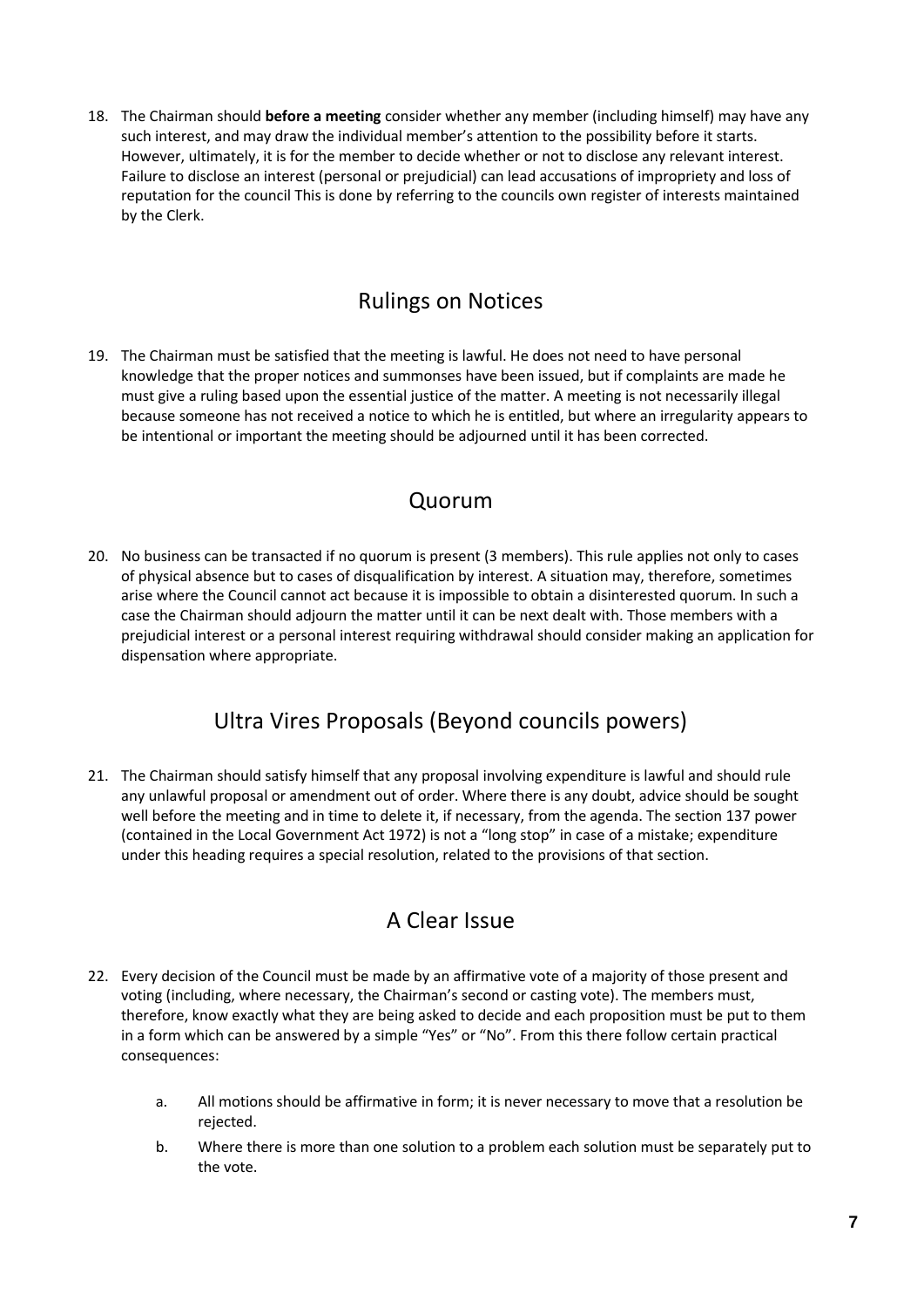18. The Chairman should **before a meeting** consider whether any member (including himself) may have any such interest, and may draw the individual member's attention to the possibility before it starts. However, ultimately, it is for the member to decide whether or not to disclose any relevant interest. Failure to disclose an interest (personal or prejudicial) can lead accusations of impropriety and loss of reputation for the council This is done by referring to the councils own register of interests maintained by the Clerk.

## Rulings on Notices

19. The Chairman must be satisfied that the meeting is lawful. He does not need to have personal knowledge that the proper notices and summonses have been issued, but if complaints are made he must give a ruling based upon the essential justice of the matter. A meeting is not necessarily illegal because someone has not received a notice to which he is entitled, but where an irregularity appears to be intentional or important the meeting should be adjourned until it has been corrected.

## Quorum

20. No business can be transacted if no quorum is present (3 members). This rule applies not only to cases of physical absence but to cases of disqualification by interest. A situation may, therefore, sometimes arise where the Council cannot act because it is impossible to obtain a disinterested quorum. In such a case the Chairman should adjourn the matter until it can be next dealt with. Those members with a prejudicial interest or a personal interest requiring withdrawal should consider making an application for dispensation where appropriate.

## Ultra Vires Proposals (Beyond councils powers)

21. The Chairman should satisfy himself that any proposal involving expenditure is lawful and should rule any unlawful proposal or amendment out of order. Where there is any doubt, advice should be sought well before the meeting and in time to delete it, if necessary, from the agenda. The section 137 power (contained in the Local Government Act 1972) is not a "long stop" in case of a mistake; expenditure under this heading requires a special resolution, related to the provisions of that section.

## A Clear Issue

22. Every decision of the Council must be made by an affirmative vote of a majority of those present and voting (including, where necessary, the Chairman's second or casting vote). The members must, therefore, know exactly what they are being asked to decide and each proposition must be put to them in a form which can be answered by a simple "Yes" or "No". From this there follow certain practical consequences:

    a. All motions should be affirmative in form; it is never necessary to move that a resolution be rejected.

    b. Where there is more than one solution to a problem each solution must be separately put to the vote.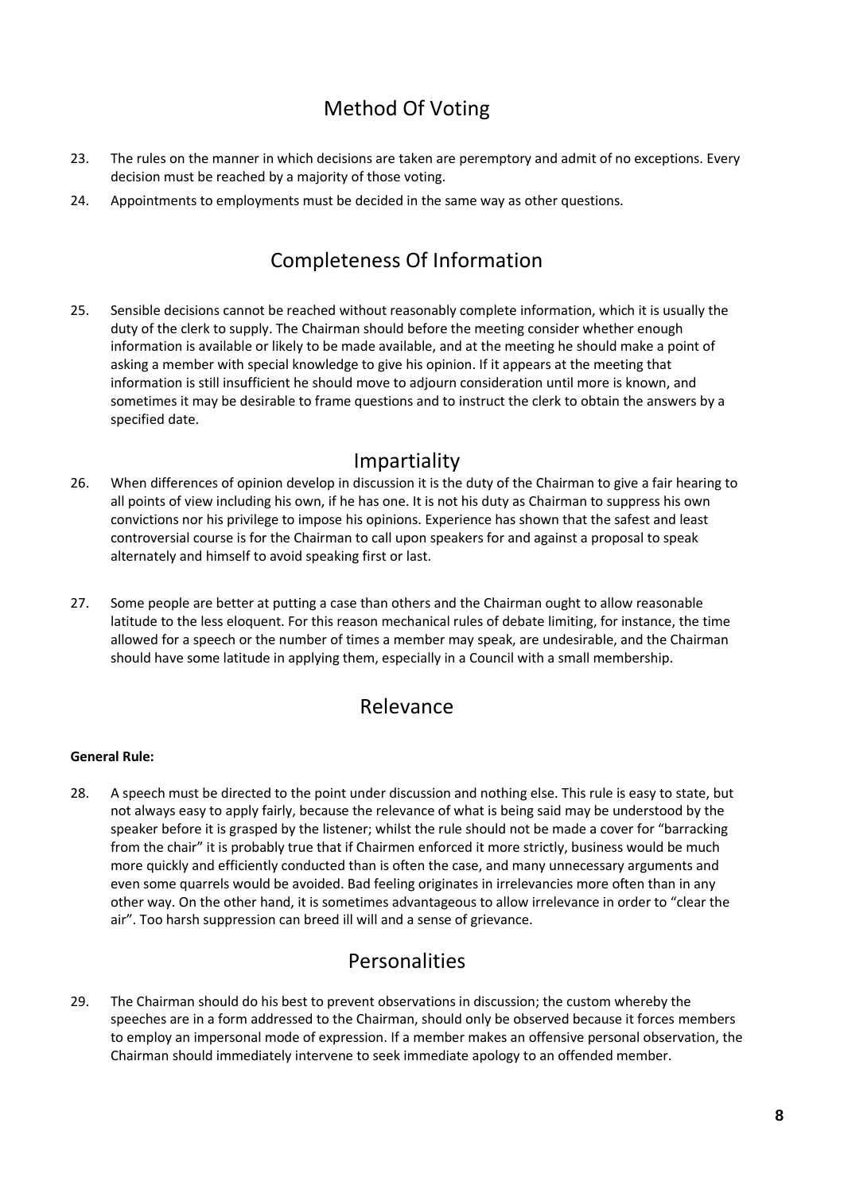## Method Of Voting

23. The rules on the manner in which decisions are taken are peremptory and admit of no exceptions. Every decision must be reached by a majority of those voting.

24. Appointments to employments must be decided in the same way as other questions.

## Completeness Of Information

25. Sensible decisions cannot be reached without reasonably complete information, which it is usually the duty of the clerk to supply. The Chairman should before the meeting consider whether enough information is available or likely to be made available, and at the meeting he should make a point of asking a member with special knowledge to give his opinion. If it appears at the meeting that information is still insufficient he should move to adjourn consideration until more is known, and sometimes it may be desirable to frame questions and to instruct the clerk to obtain the answers by a specified date.

## Impartiality

26. When differences of opinion develop in discussion it is the duty of the Chairman to give a fair hearing to all points of view including his own, if he has one. It is not his duty as Chairman to suppress his own convictions nor his privilege to impose his opinions. Experience has shown that the safest and least controversial course is for the Chairman to call upon speakers for and against a proposal to speak alternately and himself to avoid speaking first or last.

27. Some people are better at putting a case than others and the Chairman ought to allow reasonable latitude to the less eloquent. For this reason mechanical rules of debate limiting, for instance, the time allowed for a speech or the number of times a member may speak, are undesirable, and the Chairman should have some latitude in applying them, especially in a Council with a small membership.

## Relevance

**General Rule:**

28. A speech must be directed to the point under discussion and nothing else. This rule is easy to state, but not always easy to apply fairly, because the relevance of what is being said may be understood by the speaker before it is grasped by the listener; whilst the rule should not be made a cover for "barracking from the chair" it is probably true that if Chairmen enforced it more strictly, business would be much more quickly and efficiently conducted than is often the case, and many unnecessary arguments and even some quarrels would be avoided. Bad feeling originates in irrelevancies more often than in any other way. On the other hand, it is sometimes advantageous to allow irrelevance in order to "clear the air". Too harsh suppression can breed ill will and a sense of grievance.

## Personalities

29. The Chairman should do his best to prevent observations in discussion; the custom whereby the speeches are in a form addressed to the Chairman, should only be observed because it forces members to employ an impersonal mode of expression. If a member makes an offensive personal observation, the Chairman should immediately intervene to seek immediate apology to an offended member.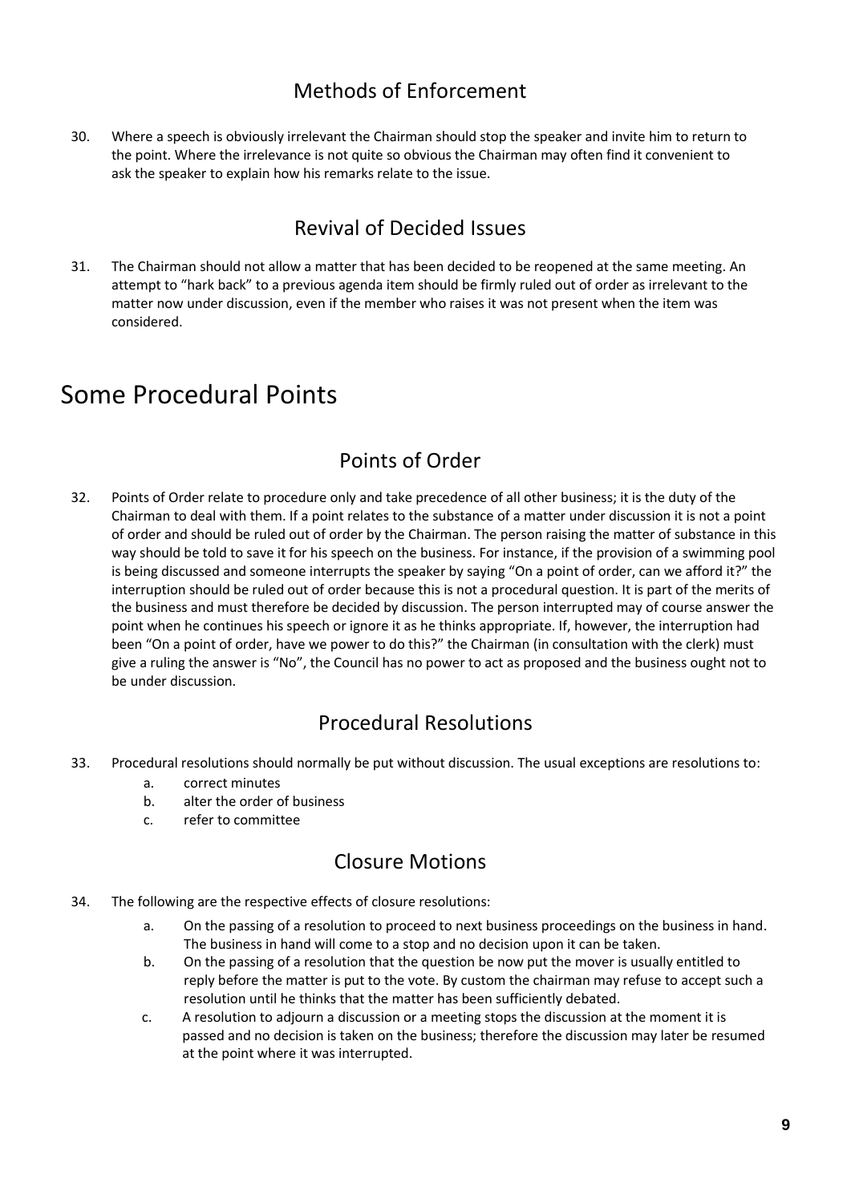## Methods of Enforcement

30. Where a speech is obviously irrelevant the Chairman should stop the speaker and invite him to return to the point. Where the irrelevance is not quite so obvious the Chairman may often find it convenient to ask the speaker to explain how his remarks relate to the issue.

## Revival of Decided Issues

31. The Chairman should not allow a matter that has been decided to be reopened at the same meeting. An attempt to "hark back" to a previous agenda item should be firmly ruled out of order as irrelevant to the matter now under discussion, even if the member who raises it was not present when the item was considered.

# Some Procedural Points

## Points of Order

32. Points of Order relate to procedure only and take precedence of all other business; it is the duty of the Chairman to deal with them. If a point relates to the substance of a matter under discussion it is not a point of order and should be ruled out of order by the Chairman. The person raising the matter of substance in this way should be told to save it for his speech on the business. For instance, if the provision of a swimming pool is being discussed and someone interrupts the speaker by saying "On a point of order, can we afford it?" the interruption should be ruled out of order because this is not a procedural question. It is part of the merits of the business and must therefore be decided by discussion. The person interrupted may of course answer the point when he continues his speech or ignore it as he thinks appropriate. If, however, the interruption had been "On a point of order, have we power to do this?" the Chairman (in consultation with the clerk) must give a ruling the answer is "No", the Council has no power to act as proposed and the business ought not to be under discussion.

## Procedural Resolutions

33. Procedural resolutions should normally be put without discussion. The usual exceptions are resolutions to:
    a. correct minutes
    b. alter the order of business
    c. refer to committee

## Closure Motions

34. The following are the respective effects of closure resolutions:
    a. On the passing of a resolution to proceed to next business proceedings on the business in hand. The business in hand will come to a stop and no decision upon it can be taken.
    b. On the passing of a resolution that the question be now put the mover is usually entitled to reply before the matter is put to the vote. By custom the chairman may refuse to accept such a resolution until he thinks that the matter has been sufficiently debated.
    c. A resolution to adjourn a discussion or a meeting stops the discussion at the moment it is passed and no decision is taken on the business; therefore the discussion may later be resumed at the point where it was interrupted.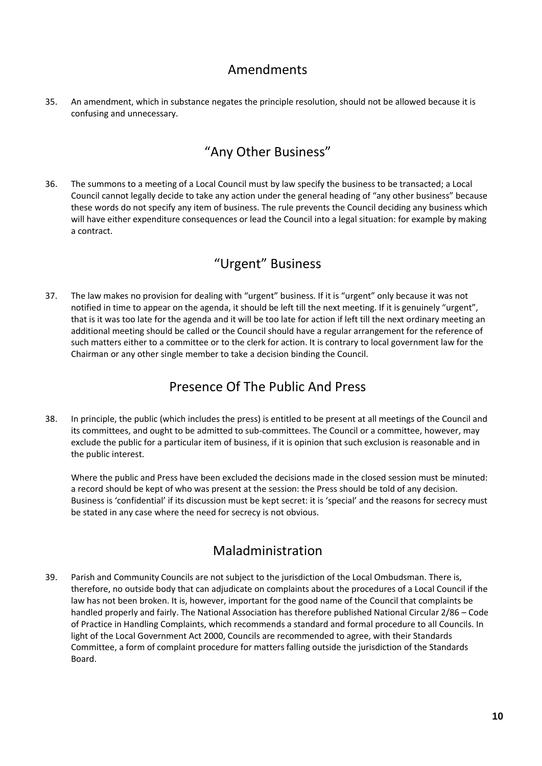## Amendments

35. An amendment, which in substance negates the principle resolution, should not be allowed because it is confusing and unnecessary.

## "Any Other Business"

36. The summons to a meeting of a Local Council must by law specify the business to be transacted; a Local Council cannot legally decide to take any action under the general heading of "any other business" because these words do not specify any item of business. The rule prevents the Council deciding any business which will have either expenditure consequences or lead the Council into a legal situation: for example by making a contract.

## "Urgent" Business

37. The law makes no provision for dealing with "urgent" business. If it is "urgent" only because it was not notified in time to appear on the agenda, it should be left till the next meeting. If it is genuinely "urgent", that is it was too late for the agenda and it will be too late for action if left till the next ordinary meeting an additional meeting should be called or the Council should have a regular arrangement for the reference of such matters either to a committee or to the clerk for action. It is contrary to local government law for the Chairman or any other single member to take a decision binding the Council.

## Presence Of The Public And Press

38. In principle, the public (which includes the press) is entitled to be present at all meetings of the Council and its committees, and ought to be admitted to sub-committees. The Council or a committee, however, may exclude the public for a particular item of business, if it is opinion that such exclusion is reasonable and in the public interest.

    Where the public and Press have been excluded the decisions made in the closed session must be minuted: a record should be kept of who was present at the session: the Press should be told of any decision. Business is 'confidential' if its discussion must be kept secret: it is 'special' and the reasons for secrecy must be stated in any case where the need for secrecy is not obvious.

## Maladministration

39. Parish and Community Councils are not subject to the jurisdiction of the Local Ombudsman. There is, therefore, no outside body that can adjudicate on complaints about the procedures of a Local Council if the law has not been broken. It is, however, important for the good name of the Council that complaints be handled properly and fairly. The National Association has therefore published National Circular 2/86 – Code of Practice in Handling Complaints, which recommends a standard and formal procedure to all Councils. In light of the Local Government Act 2000, Councils are recommended to agree, with their Standards Committee, a form of complaint procedure for matters falling outside the jurisdiction of the Standards Board.